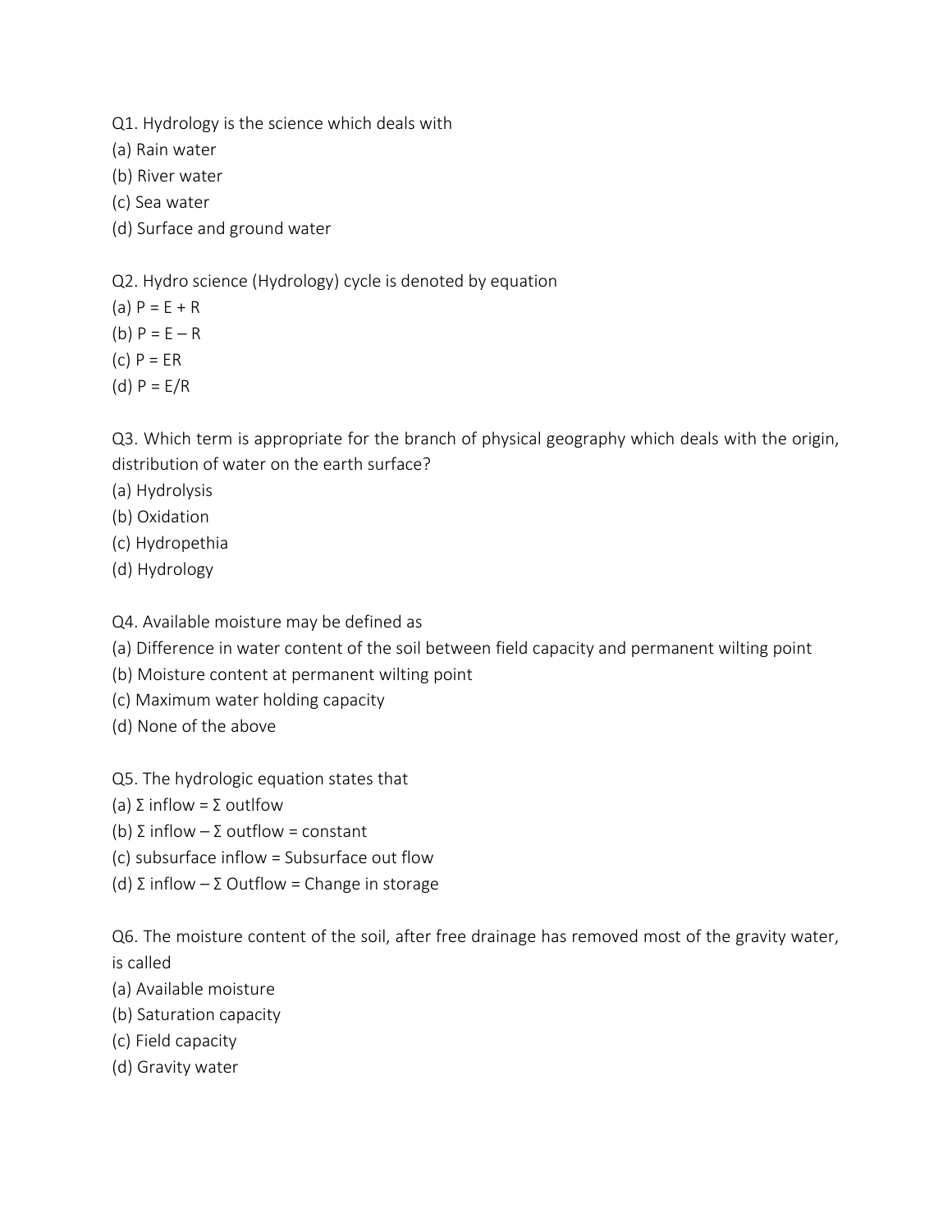Q1. Hydrology is the science which deals with

(a) Rain water

(b) River water

(c) Sea water

(d) Surface and ground water

Q2. Hydro science (Hydrology) cycle is denoted by equation

(a) $P = E + R$

(b) $P = E – R$

(c) $P = ER$

(d) $P = E/R$

Q3. Which term is appropriate for the branch of physical geography which deals with the origin, distribution of water on the earth surface?

(a) Hydrolysis

(b) Oxidation

(c) Hydropethia

(d) Hydrology

Q4. Available moisture may be defined as

(a) Difference in water content of the soil between field capacity and permanent wilting point

(b) Moisture content at permanent wilting point

(c) Maximum water holding capacity

(d) None of the above

Q5. The hydrologic equation states that

(a) Σ inflow = Σ outlfow

(b) Σ inflow – Σ outflow = constant

(c) subsurface inflow = Subsurface out flow

(d) Σ inflow – Σ Outflow = Change in storage

Q6. The moisture content of the soil, after free drainage has removed most of the gravity water, is called

(a) Available moisture

(b) Saturation capacity

(c) Field capacity

(d) Gravity water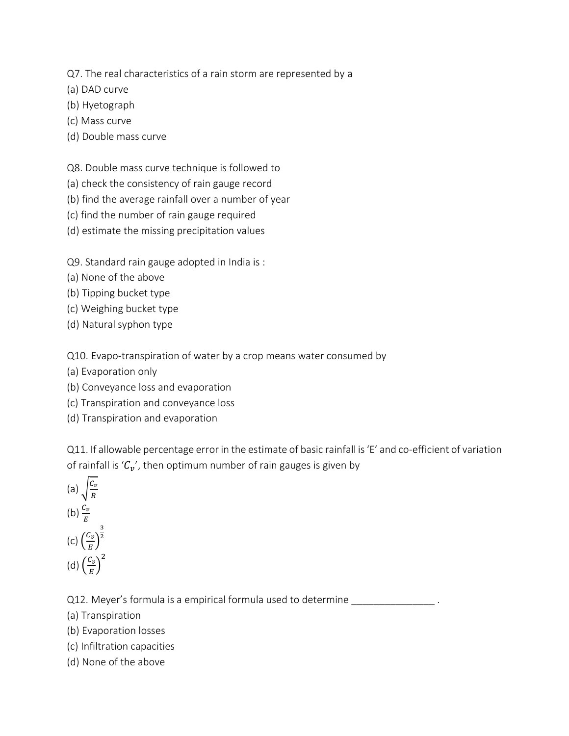Q7. The real characteristics of a rain storm are represented by a

(a) DAD curve

(b) Hyetograph

(c) Mass curve

(d) Double mass curve

Q8. Double mass curve technique is followed to

(a) check the consistency of rain gauge record

(b) find the average rainfall over a number of year

(c) find the number of rain gauge required

(d) estimate the missing precipitation values

Q9. Standard rain gauge adopted in India is :

(a) None of the above

(b) Tipping bucket type

(c) Weighing bucket type

(d) Natural syphon type

Q10. Evapo-transpiration of water by a crop means water consumed by

(a) Evaporation only

(b) Conveyance loss and evaporation

(c) Transpiration and conveyance loss

(d) Transpiration and evaporation

Q11. If allowable percentage error in the estimate of basic rainfall is 'E' and co-efficient of variation of rainfall is '$C_v$', then optimum number of rain gauges is given by

(a) $\sqrt{\frac{C_v}{R}}$

(b) $\frac{C_v}{E}$

(c) $\left(\frac{C_v}{E}\right)^{\frac{3}{2}}$

(d) $\left(\frac{C_v}{E}\right)^2$

Q12. Meyer's formula is a empirical formula used to determine _______________ .

(a) Transpiration

(b) Evaporation losses

(c) Infiltration capacities

(d) None of the above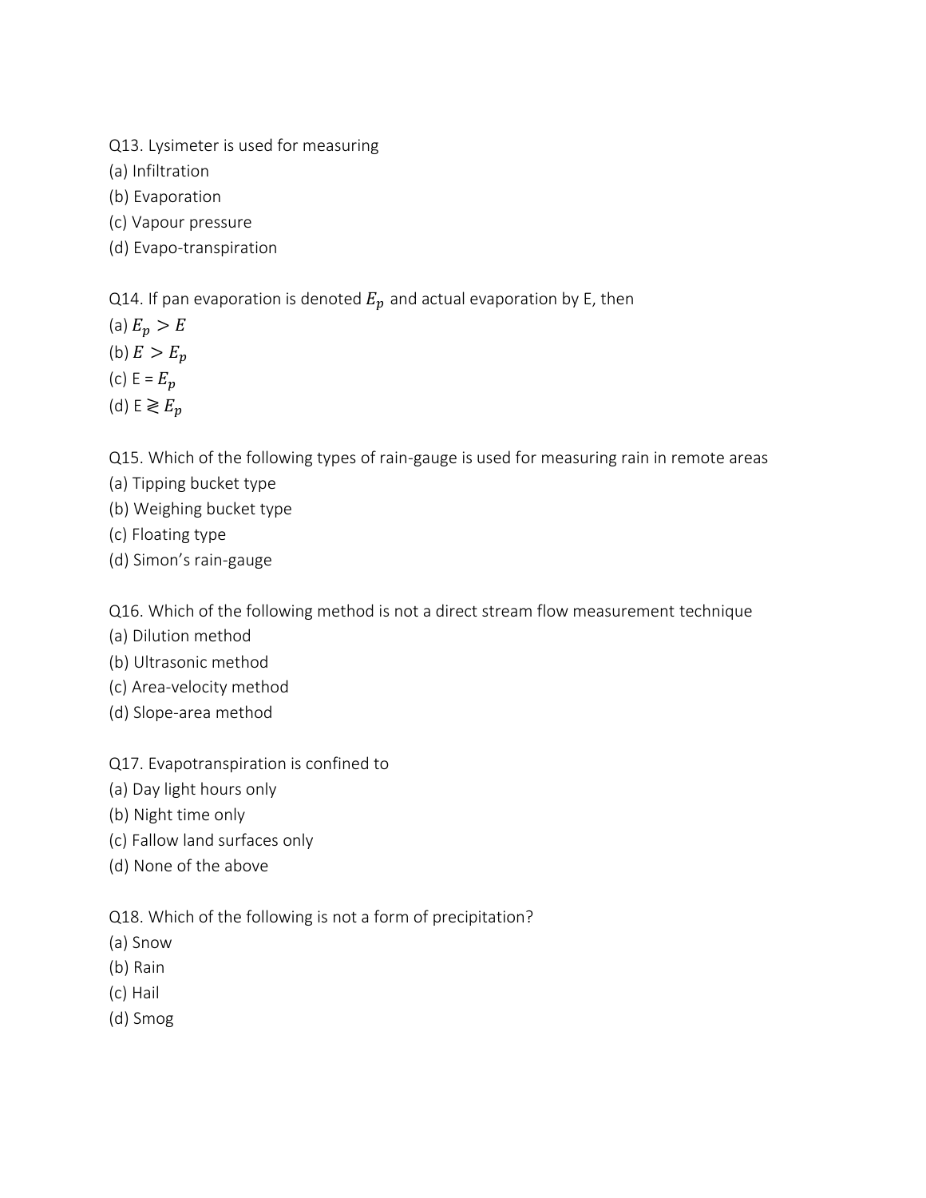Q13. Lysimeter is used for measuring

(a) Infiltration

(b) Evaporation

(c) Vapour pressure

(d) Evapo-transpiration

Q14. If pan evaporation is denoted $E_p$ and actual evaporation by E, then

(a) $E_p > E$

(b) $E > E_p$

(c) E = $E_p$

(d) E $\gtreqless E_p$

Q15. Which of the following types of rain-gauge is used for measuring rain in remote areas

(a) Tipping bucket type

(b) Weighing bucket type

(c) Floating type

(d) Simon's rain-gauge

Q16. Which of the following method is not a direct stream flow measurement technique

(a) Dilution method

(b) Ultrasonic method

(c) Area-velocity method

(d) Slope-area method

Q17. Evapotranspiration is confined to

(a) Day light hours only

(b) Night time only

(c) Fallow land surfaces only

(d) None of the above

Q18. Which of the following is not a form of precipitation?

(a) Snow

(b) Rain

(c) Hail

(d) Smog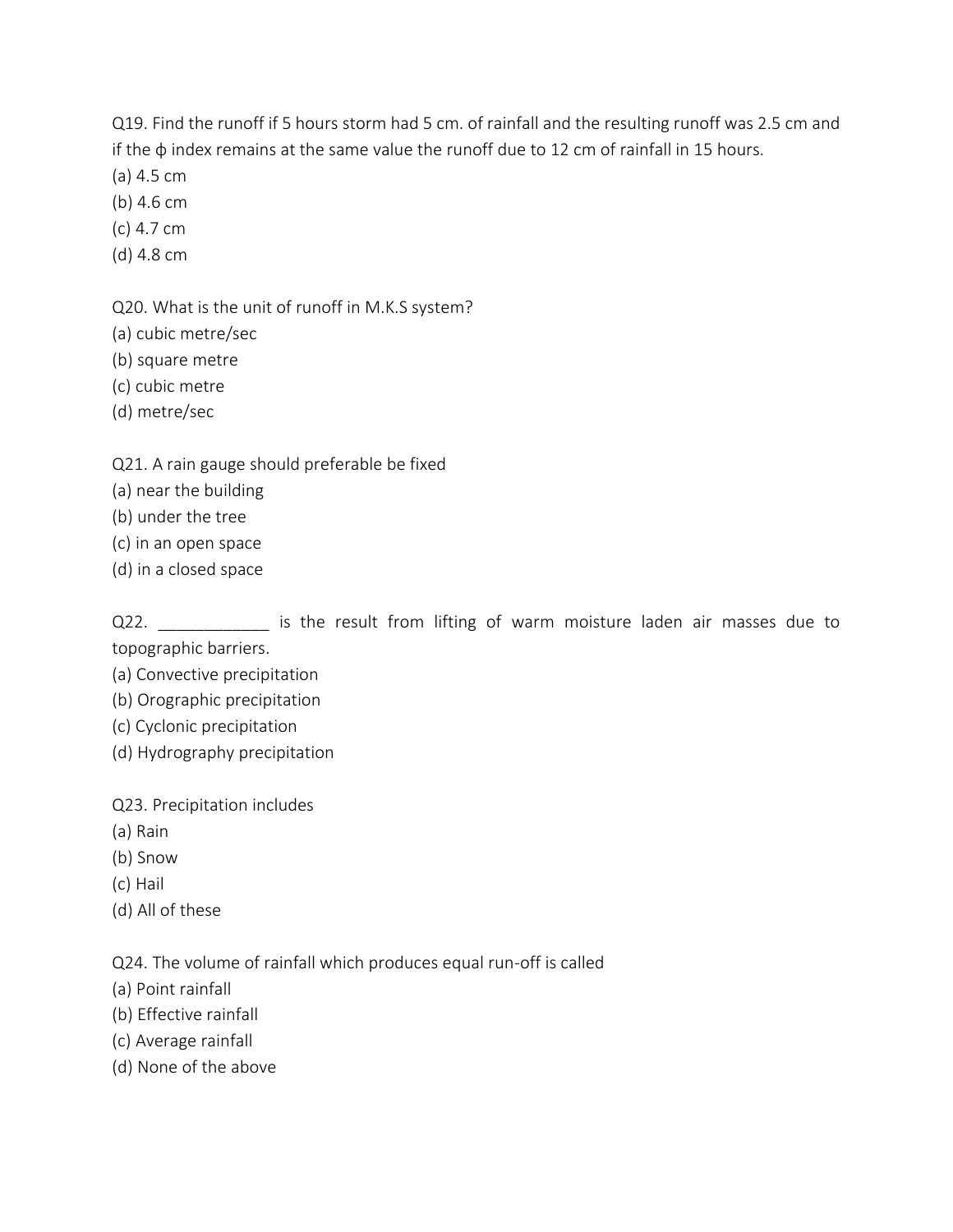Q19. Find the runoff if 5 hours storm had 5 cm. of rainfall and the resulting runoff was 2.5 cm and if the ϕ index remains at the same value the runoff due to 12 cm of rainfall in 15 hours.

(a) 4.5 cm

(b) 4.6 cm

(c) 4.7 cm

(d) 4.8 cm

Q20. What is the unit of runoff in M.K.S system?

(a) cubic metre/sec

(b) square metre

(c) cubic metre

(d) metre/sec

Q21. A rain gauge should preferable be fixed

(a) near the building

(b) under the tree

(c) in an open space

(d) in a closed space

Q22. ____________ is the result from lifting of warm moisture laden air masses due to topographic barriers.

(a) Convective precipitation

(b) Orographic precipitation

(c) Cyclonic precipitation

(d) Hydrography precipitation

Q23. Precipitation includes

(a) Rain

(b) Snow

(c) Hail

(d) All of these

Q24. The volume of rainfall which produces equal run-off is called

(a) Point rainfall

(b) Effective rainfall

(c) Average rainfall

(d) None of the above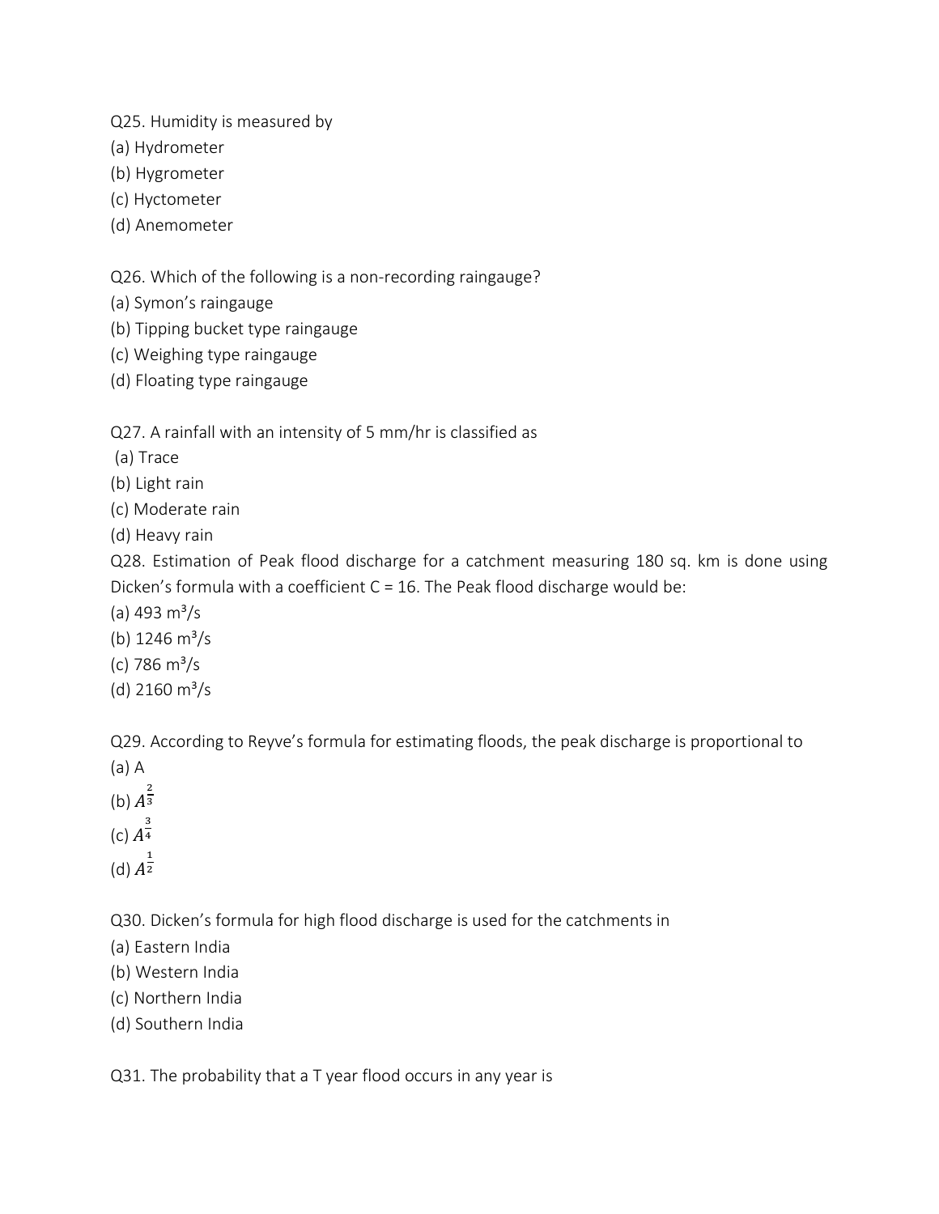Q25. Humidity is measured by

(a) Hydrometer

(b) Hygrometer

(c) Hyctometer

(d) Anemometer

Q26. Which of the following is a non-recording raingauge?

(a) Symon's raingauge

(b) Tipping bucket type raingauge

(c) Weighing type raingauge

(d) Floating type raingauge

Q27. A rainfall with an intensity of 5 mm/hr is classified as

(a) Trace

(b) Light rain

(c) Moderate rain

(d) Heavy rain

Q28. Estimation of Peak flood discharge for a catchment measuring 180 sq. km is done using Dicken's formula with a coefficient C = 16. The Peak flood discharge would be:

(a) 493 $m^3/s$

(b) 1246 $m^3/s$

(c) 786 $m^3/s$

(d) 2160 $m^3/s$

Q29. According to Reyve's formula for estimating floods, the peak discharge is proportional to

(a) A

(b) $A^{\frac{2}{3}}$

(c) $A^{\frac{3}{4}}$

(d) $A^{\frac{1}{2}}$

Q30. Dicken's formula for high flood discharge is used for the catchments in

(a) Eastern India

(b) Western India

(c) Northern India

(d) Southern India

Q31. The probability that a T year flood occurs in any year is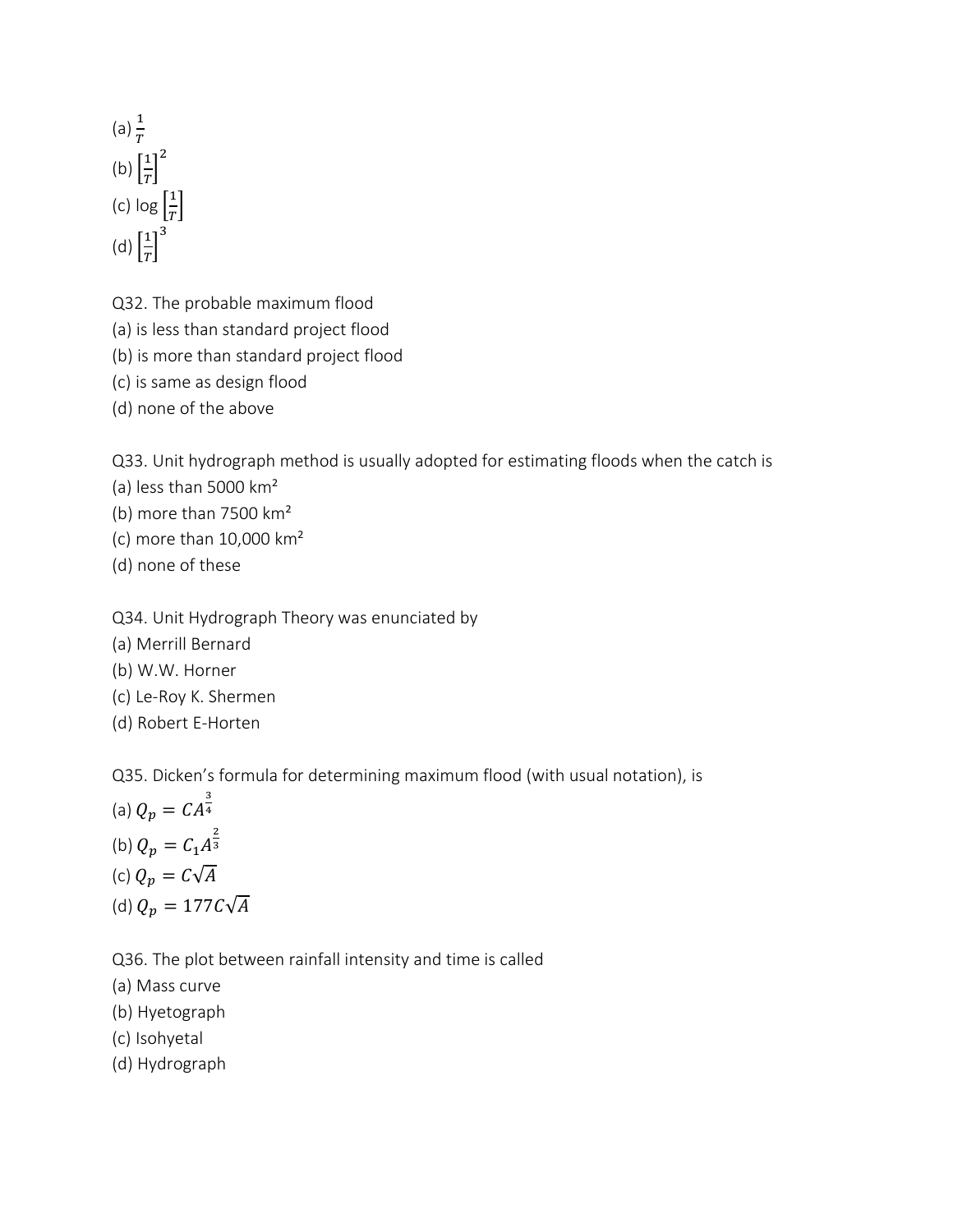(a) $\frac{1}{T}$

(b) $\left[\frac{1}{T}\right]^2$

(c) $\log\left[\frac{1}{T}\right]$

(d) $\left[\frac{1}{T}\right]^3$

Q32. The probable maximum flood

(a) is less than standard project flood

(b) is more than standard project flood

(c) is same as design flood

(d) none of the above

Q33. Unit hydrograph method is usually adopted for estimating floods when the catch is

(a) less than 5000 km²

(b) more than 7500 km²

(c) more than 10,000 km²

(d) none of these

Q34. Unit Hydrograph Theory was enunciated by

(a) Merrill Bernard

(b) W.W. Horner

(c) Le-Roy K. Shermen

(d) Robert E-Horten

Q35. Dicken's formula for determining maximum flood (with usual notation), is

(a) $Q_p = CA^{\frac{3}{4}}$

(b) $Q_p = C_1 A^{\frac{2}{3}}$

(c) $Q_p = C\sqrt{A}$

(d) $Q_p = 177C\sqrt{A}$

Q36. The plot between rainfall intensity and time is called

(a) Mass curve

(b) Hyetograph

(c) Isohyetal

(d) Hydrograph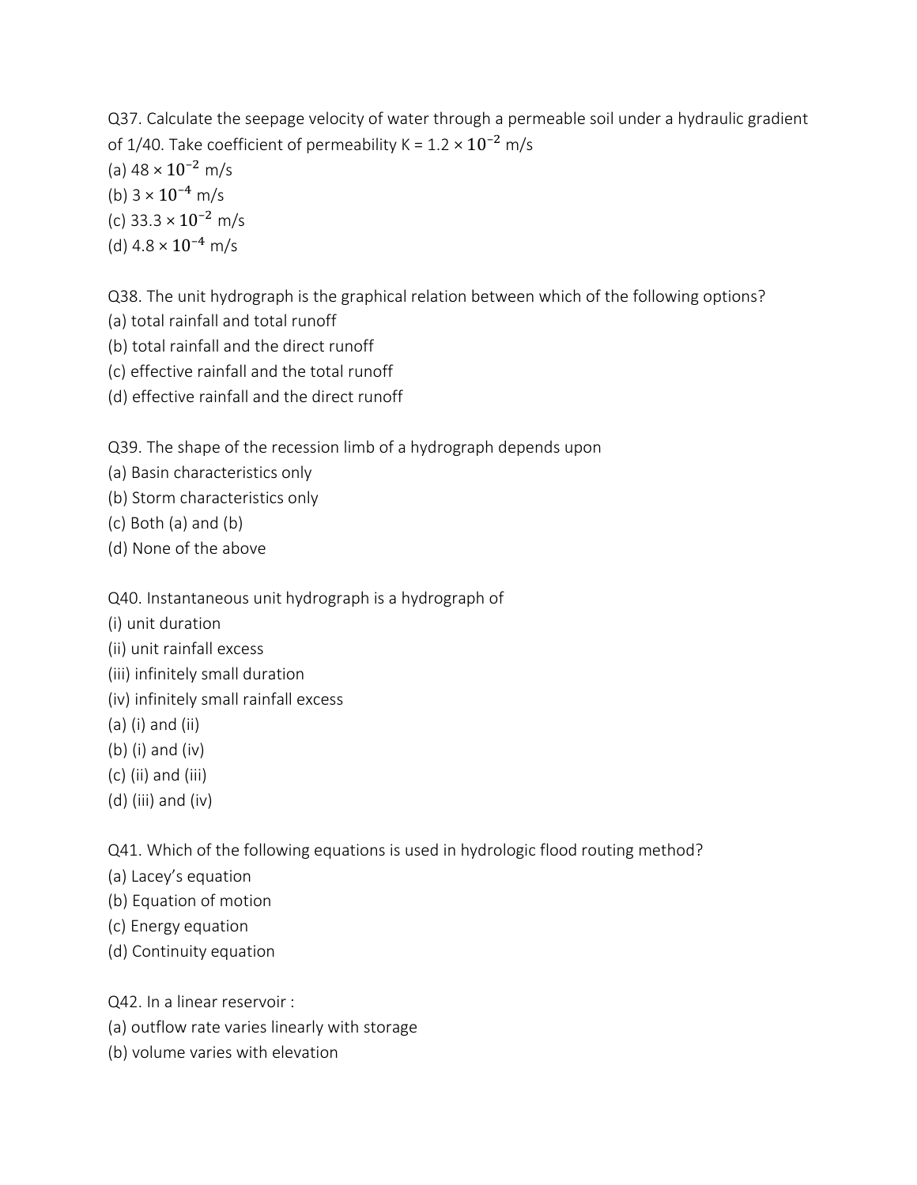Q37. Calculate the seepage velocity of water through a permeable soil under a hydraulic gradient of 1/40. Take coefficient of permeability K = 1.2 × $10^{-2}$ m/s

(a) 48 × $10^{-2}$ m/s

(b) 3 × $10^{-4}$ m/s

(c) 33.3 × $10^{-2}$ m/s

(d) 4.8 × $10^{-4}$ m/s

Q38. The unit hydrograph is the graphical relation between which of the following options?

(a) total rainfall and total runoff

(b) total rainfall and the direct runoff

(c) effective rainfall and the total runoff

(d) effective rainfall and the direct runoff

Q39. The shape of the recession limb of a hydrograph depends upon

(a) Basin characteristics only

(b) Storm characteristics only

(c) Both (a) and (b)

(d) None of the above

Q40. Instantaneous unit hydrograph is a hydrograph of

(i) unit duration

(ii) unit rainfall excess

(iii) infinitely small duration

(iv) infinitely small rainfall excess

(a) (i) and (ii)

(b) (i) and (iv)

(c) (ii) and (iii)

(d) (iii) and (iv)

Q41. Which of the following equations is used in hydrologic flood routing method?

(a) Lacey's equation

(b) Equation of motion

(c) Energy equation

(d) Continuity equation

Q42. In a linear reservoir :

(a) outflow rate varies linearly with storage

(b) volume varies with elevation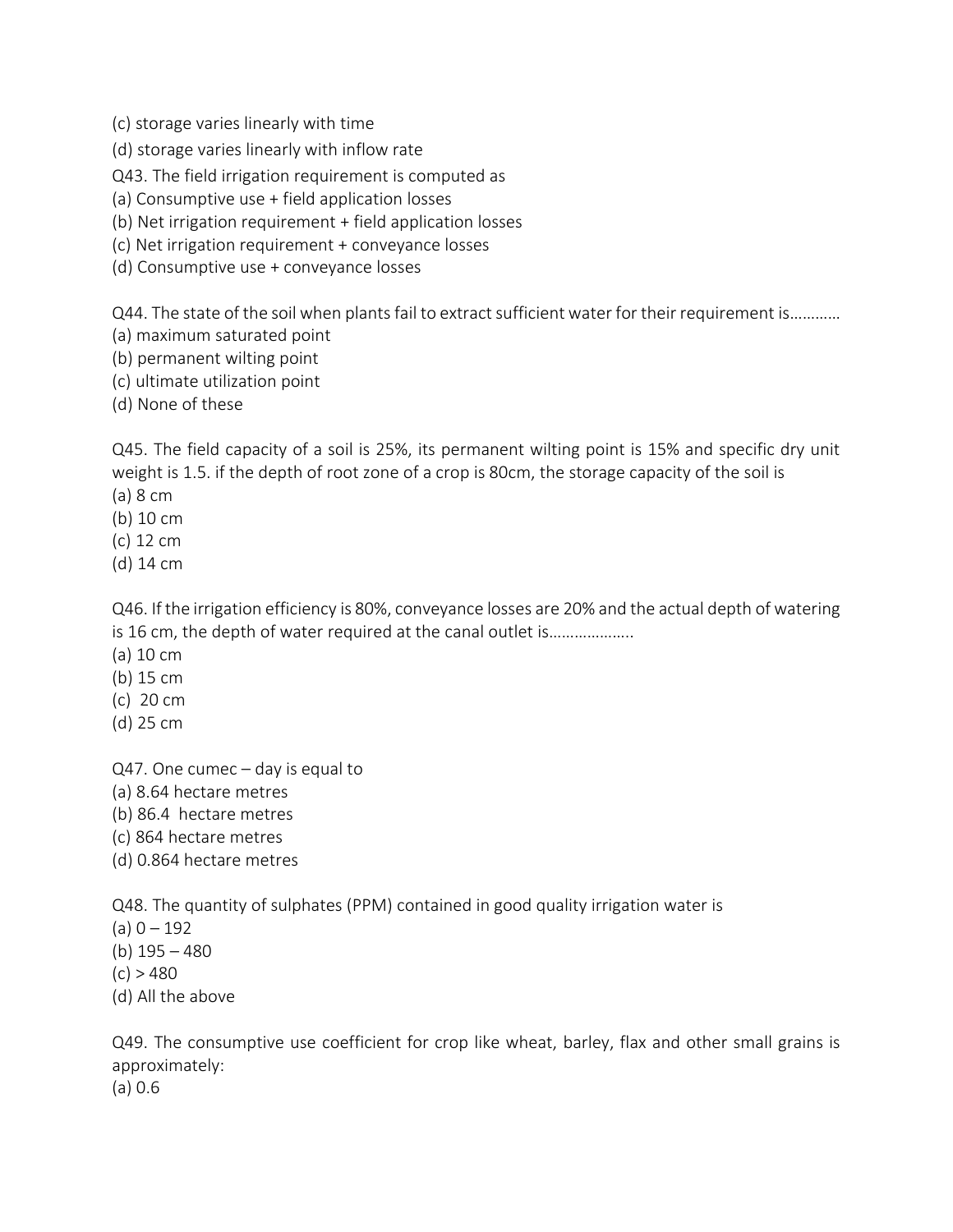(c) storage varies linearly with time

(d) storage varies linearly with inflow rate

Q43. The field irrigation requirement is computed as

(a) Consumptive use + field application losses

(b) Net irrigation requirement + field application losses

(c) Net irrigation requirement + conveyance losses

(d) Consumptive use + conveyance losses

Q44. The state of the soil when plants fail to extract sufficient water for their requirement is…………

(a) maximum saturated point

(b) permanent wilting point

(c) ultimate utilization point

(d) None of these

Q45. The field capacity of a soil is 25%, its permanent wilting point is 15% and specific dry unit weight is 1.5. if the depth of root zone of a crop is 80cm, the storage capacity of the soil is

(a) 8 cm

(b) 10 cm

(c) 12 cm

(d) 14 cm

Q46. If the irrigation efficiency is 80%, conveyance losses are 20% and the actual depth of watering is 16 cm, the depth of water required at the canal outlet is………………..

(a) 10 cm

(b) 15 cm

(c) 20 cm

(d) 25 cm

Q47. One cumec – day is equal to

(a) 8.64 hectare metres

(b) 86.4 hectare metres

(c) 864 hectare metres

(d) 0.864 hectare metres

Q48. The quantity of sulphates (PPM) contained in good quality irrigation water is

(a) 0 – 192

(b) 195 – 480

(c) > 480

(d) All the above

Q49. The consumptive use coefficient for crop like wheat, barley, flax and other small grains is approximately:

(a) 0.6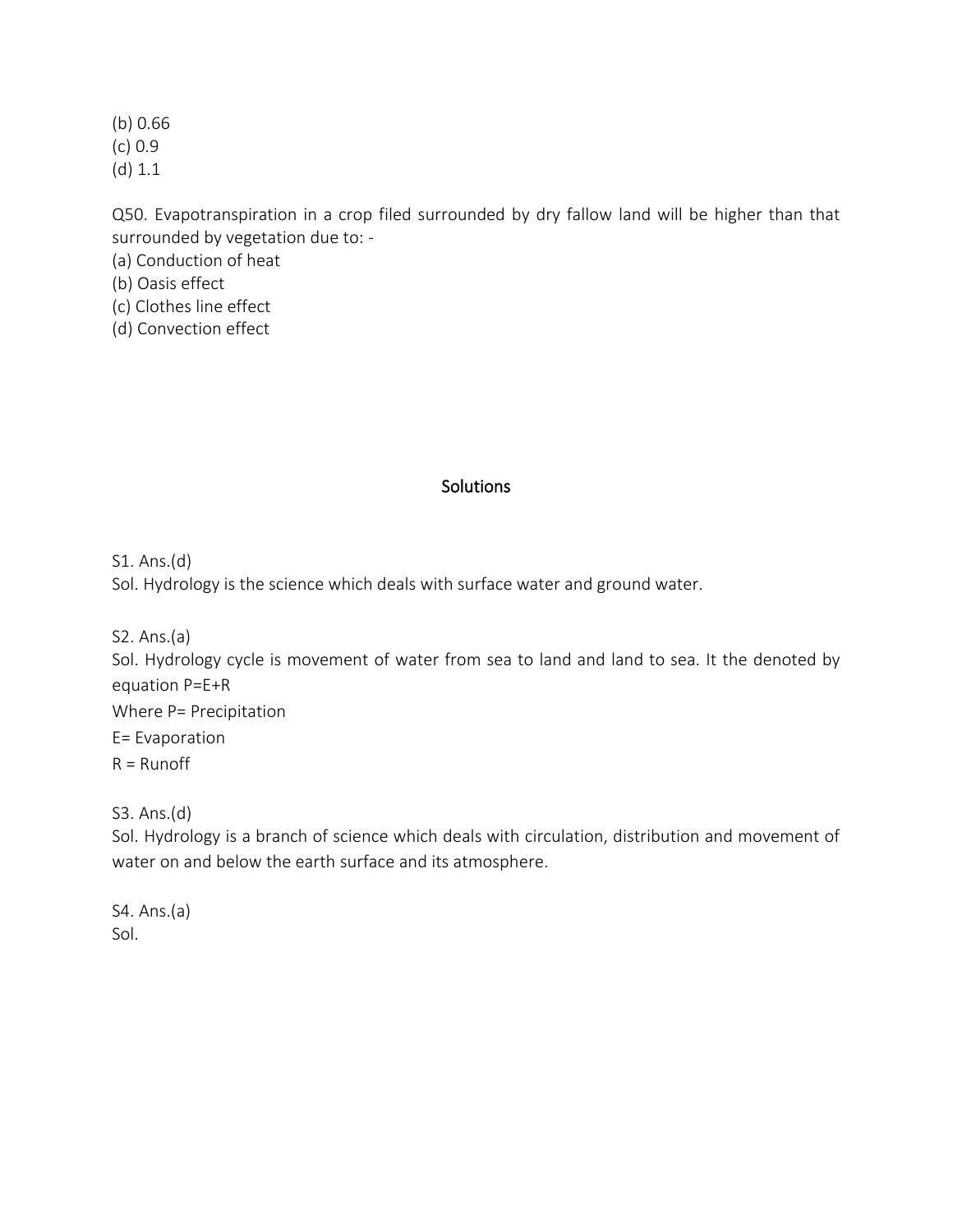(b) 0.66
(c) 0.9
(d) 1.1

Q50. Evapotranspiration in a crop filed surrounded by dry fallow land will be higher than that surrounded by vegetation due to: -
(a) Conduction of heat
(b) Oasis effect
(c) Clothes line effect
(d) Convection effect

## Solutions

S1. Ans.(d)
Sol. Hydrology is the science which deals with surface water and ground water.

S2. Ans.(a)
Sol. Hydrology cycle is movement of water from sea to land and land to sea. It the denoted by equation $P=E+R$
Where P= Precipitation
E= Evaporation
R = Runoff

S3. Ans.(d)
Sol. Hydrology is a branch of science which deals with circulation, distribution and movement of water on and below the earth surface and its atmosphere.

S4. Ans.(a)
Sol.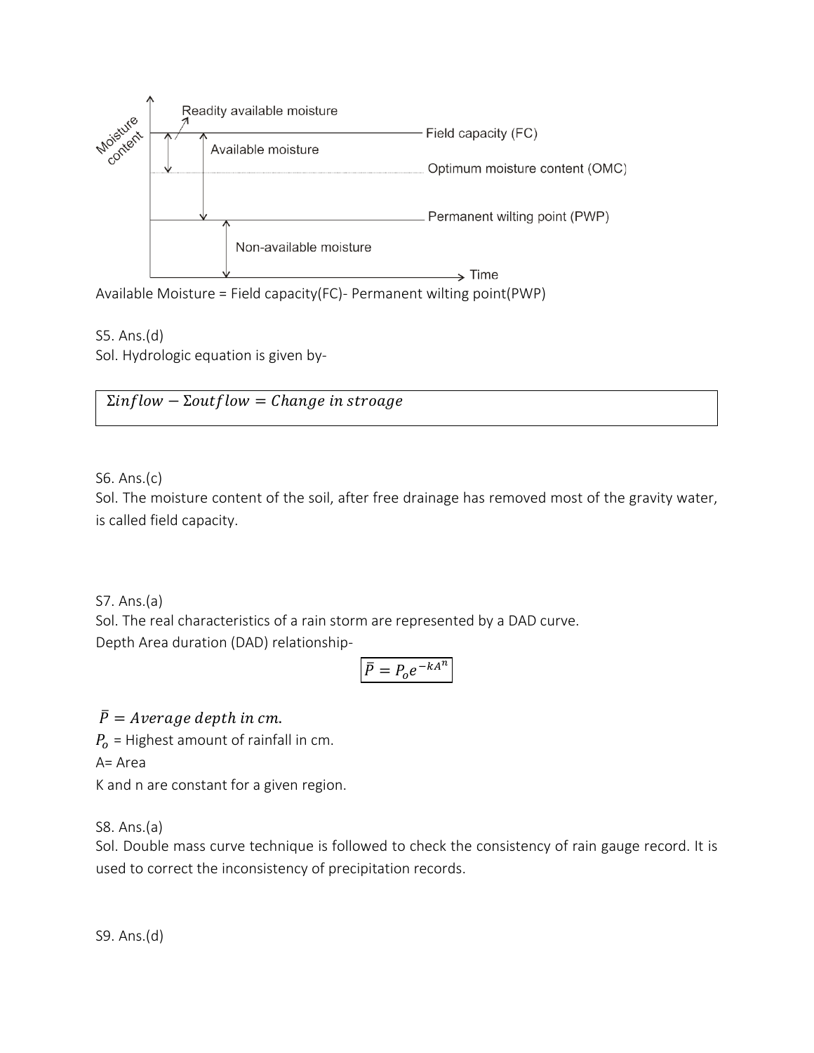Available Moisture = Field capacity(FC)- Permanent wilting point(PWP)

S5. Ans.(d)

Sol. Hydrologic equation is given by-

$$\Sigma inflow - \Sigma outflow = Change\ in\ stroage$$

S6. Ans.(c)

Sol. The moisture content of the soil, after free drainage has removed most of the gravity water, is called field capacity.

S7. Ans.(a)

Sol. The real characteristics of a rain storm are represented by a DAD curve.

Depth Area duration (DAD) relationship-

$$\bar{P} = P_o e^{-kA^n}$$

$\bar{P} = Average\ depth\ in\ cm.$

$P_o$ = Highest amount of rainfall in cm.

A= Area

K and n are constant for a given region.

S8. Ans.(a)

Sol. Double mass curve technique is followed to check the consistency of rain gauge record. It is used to correct the inconsistency of precipitation records.

S9. Ans.(d)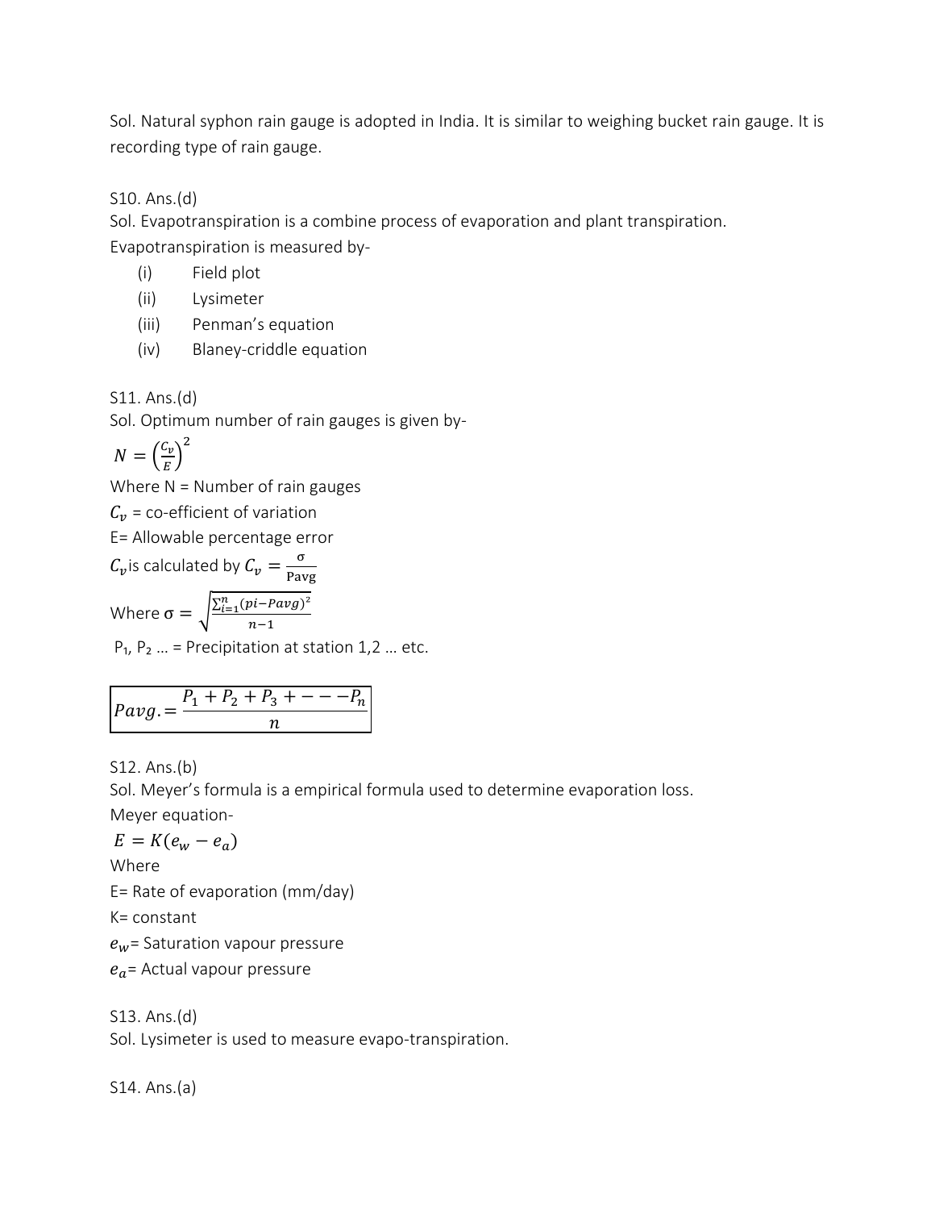Sol. Natural syphon rain gauge is adopted in India. It is similar to weighing bucket rain gauge. It is recording type of rain gauge.

S10. Ans.(d)

Sol. Evapotranspiration is a combine process of evaporation and plant transpiration.

Evapotranspiration is measured by-

(i) Field plot

(ii) Lysimeter

(iii) Penman's equation

(iv) Blaney-criddle equation

S11. Ans.(d)

Sol. Optimum number of rain gauges is given by-

$$N = \left(\frac{C_v}{E}\right)^2$$

Where N = Number of rain gauges

$C_v$ = co-efficient of variation

E= Allowable percentage error

$C_v$ is calculated by $C_v = \frac{\sigma}{\text{Pavg}}$

Where $\sigma = \sqrt{\frac{\sum_{i=1}^{n}(pi-Pavg)^2}{n-1}}$

$P_1$, $P_2$ … = Precipitation at station 1,2 … etc.

$$Pavg. = \frac{P_1 + P_2 + P_3 + - - - P_n}{n}$$

S12. Ans.(b)

Sol. Meyer's formula is a empirical formula used to determine evaporation loss.

Meyer equation-

$$E = K(e_w - e_a)$$

Where

E= Rate of evaporation (mm/day)

K= constant

$e_w$= Saturation vapour pressure

$e_a$= Actual vapour pressure

S13. Ans.(d)

Sol. Lysimeter is used to measure evapo-transpiration.

S14. Ans.(a)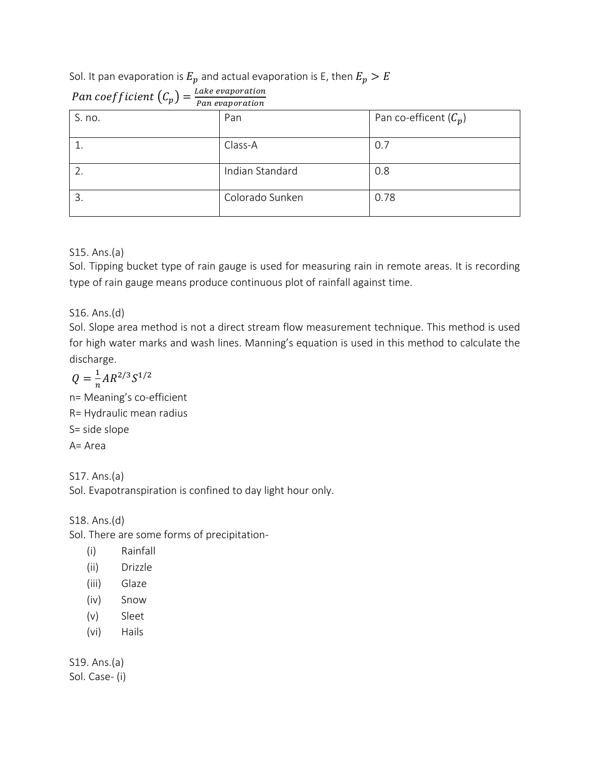Sol. It pan evaporation is $E_p$ and actual evaporation is E, then $E_p > E$

$$Pan\ coefficient\ (C_p) = \frac{Lake\ evaporation}{Pan\ evaporation}$$

| S. no. | Pan | Pan co-efficent ($C_p$) |
|---|---|---|
| 1. | Class-A | 0.7 |
| 2. | Indian Standard | 0.8 |
| 3. | Colorado Sunken | 0.78 |

S15. Ans.(a)

Sol. Tipping bucket type of rain gauge is used for measuring rain in remote areas. It is recording type of rain gauge means produce continuous plot of rainfall against time.

S16. Ans.(d)

Sol. Slope area method is not a direct stream flow measurement technique. This method is used for high water marks and wash lines. Manning's equation is used in this method to calculate the discharge.

$$Q = \frac{1}{n} A R^{2/3} S^{1/2}$$

n= Meaning's co-efficient

R= Hydraulic mean radius

S= side slope

A= Area

S17. Ans.(a)

Sol. Evapotranspiration is confined to day light hour only.

S18. Ans.(d)

Sol. There are some forms of precipitation-

(i) Rainfall
(ii) Drizzle
(iii) Glaze
(iv) Snow
(v) Sleet
(vi) Hails

S19. Ans.(a)

Sol. Case- (i)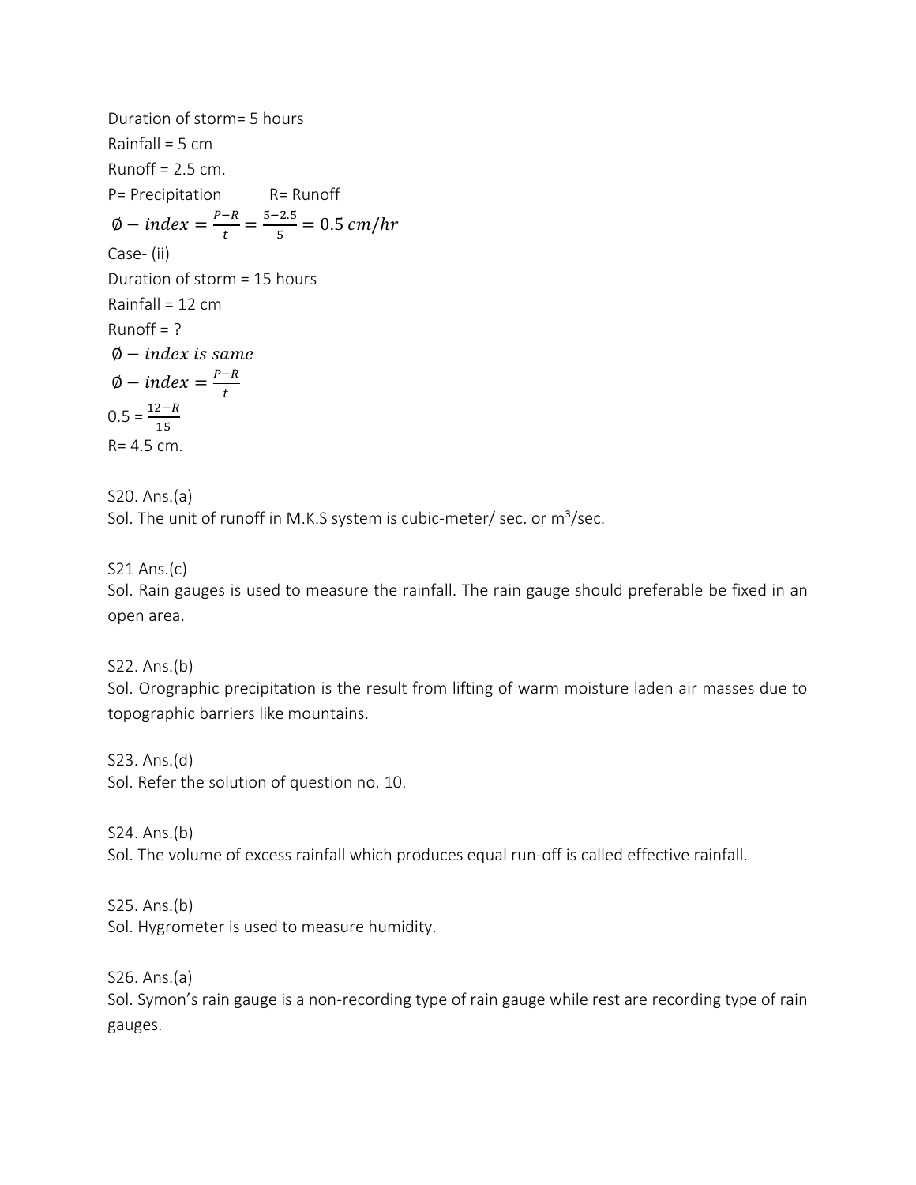Duration of storm= 5 hours

Rainfall = 5 cm

Runoff = 2.5 cm.

P= Precipitation R= Runoff

$\emptyset - index = \frac{P-R}{t} = \frac{5-2.5}{5} = 0.5\ cm/hr$

Case- (ii)

Duration of storm = 15 hours

Rainfall = 12 cm

Runoff = ?

$\emptyset - index\ is\ same$

$\emptyset - index = \frac{P-R}{t}$

$0.5 = \frac{12-R}{15}$

R= 4.5 cm.

S20. Ans.(a)

Sol. The unit of runoff in M.K.S system is cubic-meter/ sec. or $m^3$/sec.

S21 Ans.(c)

Sol. Rain gauges is used to measure the rainfall. The rain gauge should preferable be fixed in an open area.

S22. Ans.(b)

Sol. Orographic precipitation is the result from lifting of warm moisture laden air masses due to topographic barriers like mountains.

S23. Ans.(d)

Sol. Refer the solution of question no. 10.

S24. Ans.(b)

Sol. The volume of excess rainfall which produces equal run-off is called effective rainfall.

S25. Ans.(b)

Sol. Hygrometer is used to measure humidity.

S26. Ans.(a)

Sol. Symon's rain gauge is a non-recording type of rain gauge while rest are recording type of rain gauges.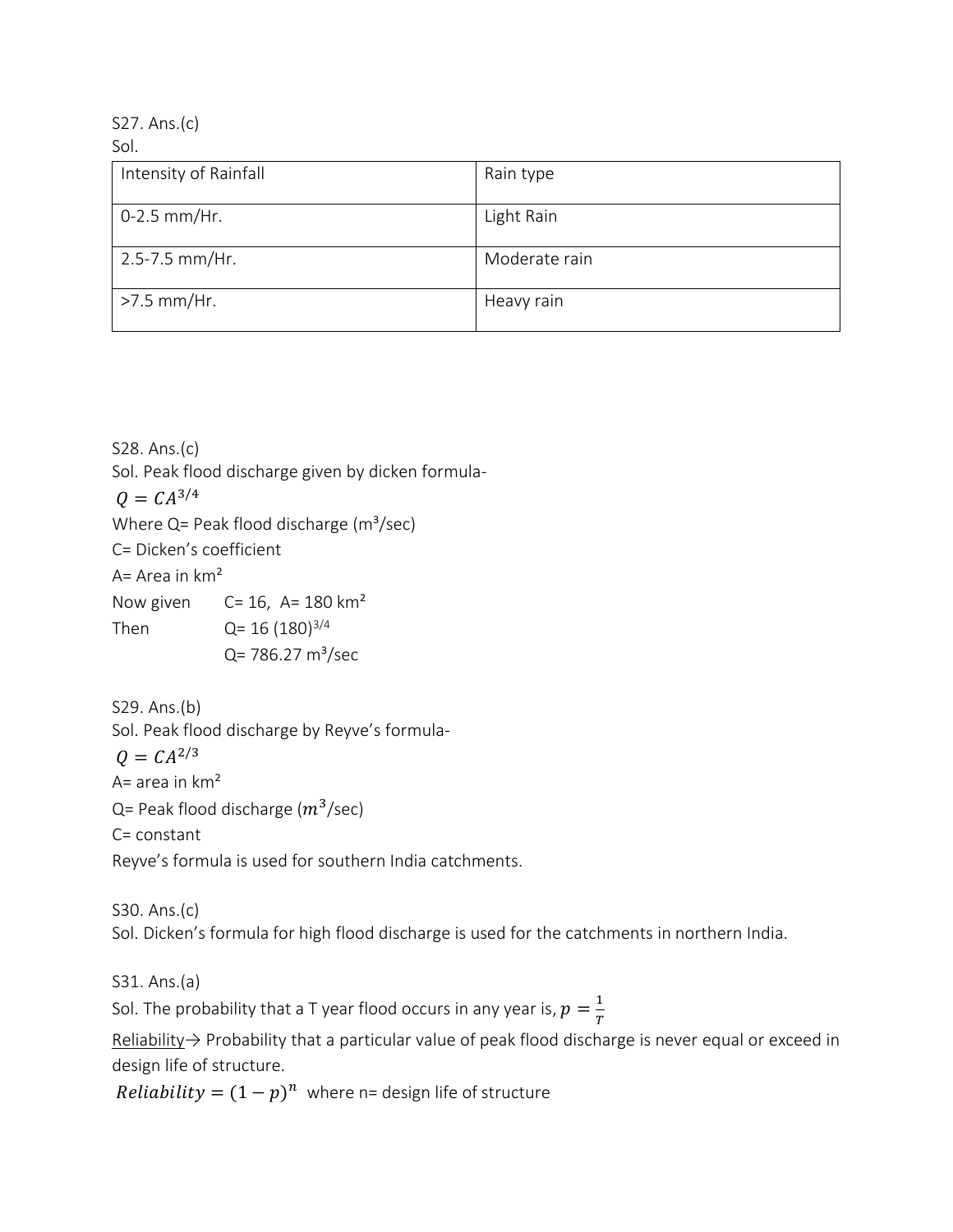S27. Ans.(c)

Sol.

| Intensity of Rainfall | Rain type |
|---|---|
| 0-2.5 mm/Hr. | Light Rain |
| 2.5-7.5 mm/Hr. | Moderate rain |
| >7.5 mm/Hr. | Heavy rain |

S28. Ans.(c)

Sol. Peak flood discharge given by dicken formula-

$Q = CA^{3/4}$

Where Q= Peak flood discharge ($m^3$/sec)

C= Dicken's coefficient

A= Area in $km^2$

Now given C= 16, A= 180 $km^2$

Then Q= 16 $(180)^{3/4}$

Q= 786.27 $m^3$/sec

S29. Ans.(b)

Sol. Peak flood discharge by Reyve's formula-

$Q = CA^{2/3}$

A= area in $km^2$

Q= Peak flood discharge ($m^3$/sec)

C= constant

Reyve's formula is used for southern India catchments.

S30. Ans.(c)

Sol. Dicken's formula for high flood discharge is used for the catchments in northern India.

S31. Ans.(a)

Sol. The probability that a T year flood occurs in any year is, $p = \frac{1}{T}$

Reliability→ Probability that a particular value of peak flood discharge is never equal or exceed in design life of structure.

$Reliability = (1 - p)^n$ where n= design life of structure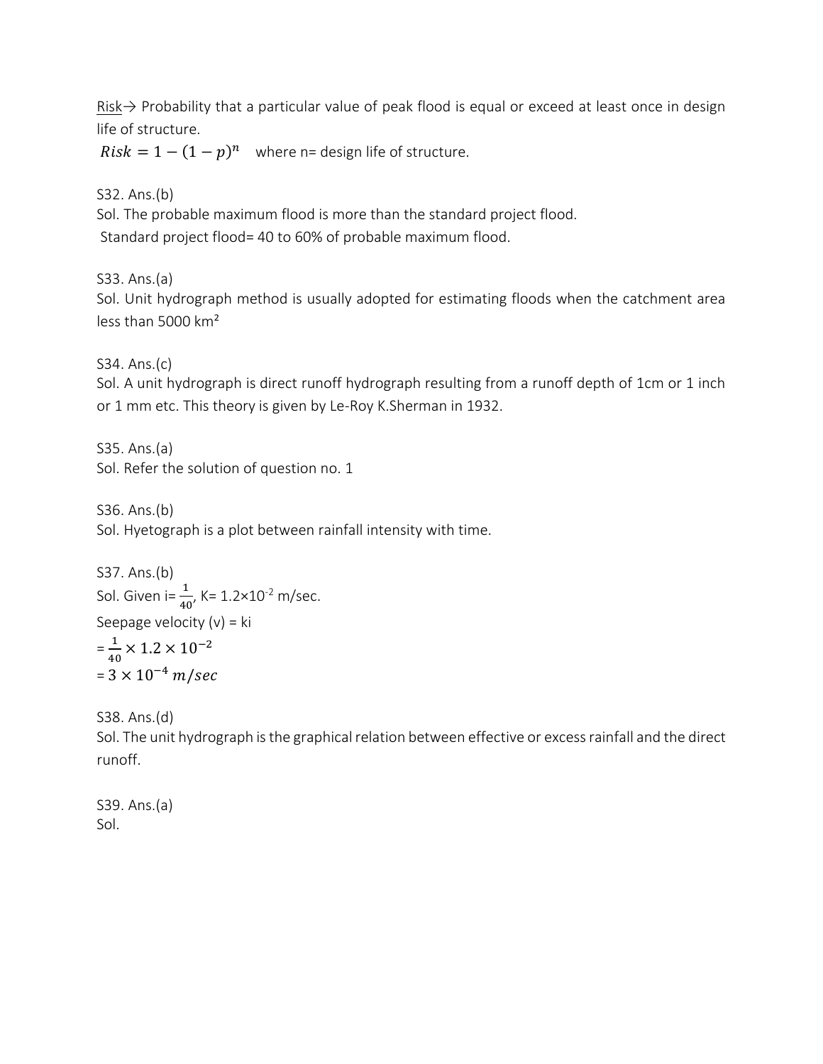Risk→ Probability that a particular value of peak flood is equal or exceed at least once in design life of structure.

$Risk = 1 - (1 - p)^n$ where n= design life of structure.

S32. Ans.(b)
Sol. The probable maximum flood is more than the standard project flood.
Standard project flood= 40 to 60% of probable maximum flood.

S33. Ans.(a)
Sol. Unit hydrograph method is usually adopted for estimating floods when the catchment area less than 5000 km²

S34. Ans.(c)
Sol. A unit hydrograph is direct runoff hydrograph resulting from a runoff depth of 1cm or 1 inch or 1 mm etc. This theory is given by Le-Roy K.Sherman in 1932.

S35. Ans.(a)
Sol. Refer the solution of question no. 1

S36. Ans.(b)
Sol. Hyetograph is a plot between rainfall intensity with time.

S37. Ans.(b)
Sol. Given i= $\frac{1}{40}$, K= $1.2\times10^{-2}$ m/sec.
Seepage velocity (v) = ki
$= \frac{1}{40} \times 1.2 \times 10^{-2}$
$= 3 \times 10^{-4}\ m/sec$

S38. Ans.(d)
Sol. The unit hydrograph is the graphical relation between effective or excess rainfall and the direct runoff.

S39. Ans.(a)
Sol.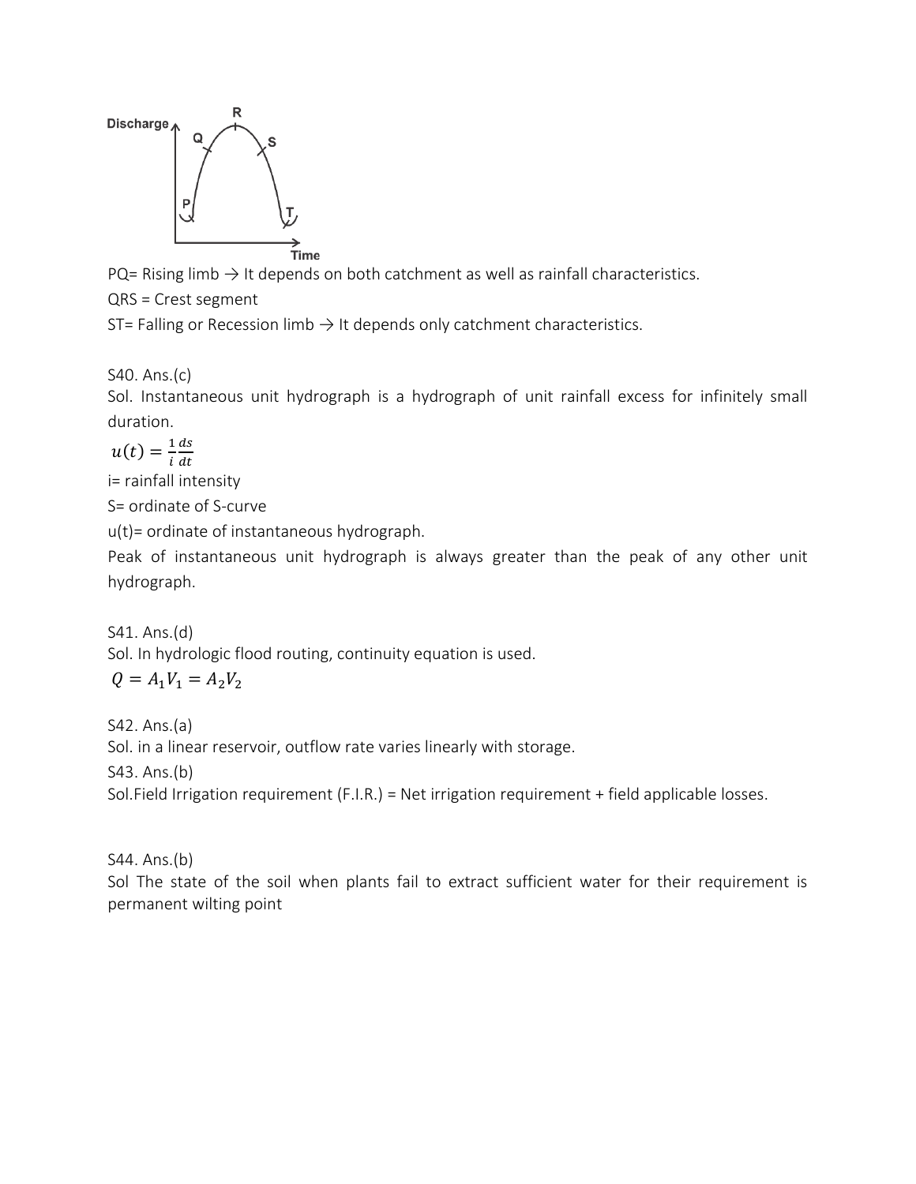PQ= Rising limb → It depends on both catchment as well as rainfall characteristics.

QRS = Crest segment

ST= Falling or Recession limb → It depends only catchment characteristics.

S40. Ans.(c)

Sol. Instantaneous unit hydrograph is a hydrograph of unit rainfall excess for infinitely small duration.

$u(t) = \frac{1}{i}\frac{ds}{dt}$

i= rainfall intensity

S= ordinate of S-curve

u(t)= ordinate of instantaneous hydrograph.

Peak of instantaneous unit hydrograph is always greater than the peak of any other unit hydrograph.

S41. Ans.(d)

Sol. In hydrologic flood routing, continuity equation is used.

$Q = A_1V_1 = A_2V_2$

S42. Ans.(a)

Sol. in a linear reservoir, outflow rate varies linearly with storage.

S43. Ans.(b)

Sol.Field Irrigation requirement (F.I.R.) = Net irrigation requirement + field applicable losses.

S44. Ans.(b)

Sol The state of the soil when plants fail to extract sufficient water for their requirement is permanent wilting point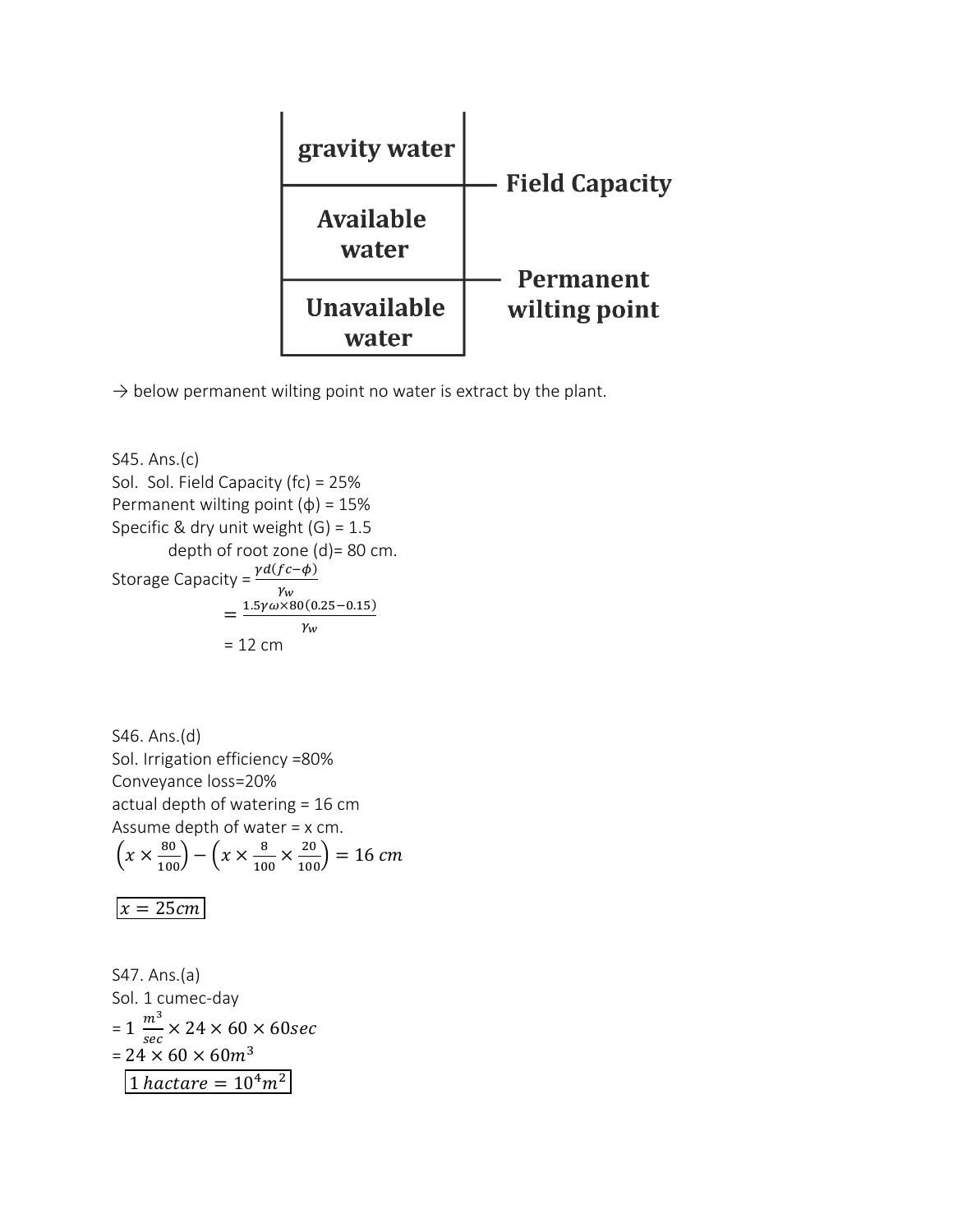| gravity water | |
|---|---|
| | Field Capacity |
| Available water | |
| | Permanent wilting point |
| Unavailable water | |

→ below permanent wilting point no water is extract by the plant.

S45. Ans.(c)

Sol. Sol. Field Capacity (fc) = 25%

Permanent wilting point (ϕ) = 15%

Specific & dry unit weight (G) = 1.5

depth of root zone (d)= 80 cm.

Storage Capacity = $\frac{\gamma d(fc-\phi)}{\gamma_w}$

$= \frac{1.5\gamma\omega\times 80(0.25-0.15)}{\gamma_w}$

= 12 cm

S46. Ans.(d)

Sol. Irrigation efficiency =80%

Conveyance loss=20%

actual depth of watering = 16 cm

Assume depth of water = x cm.

$$\left(x\times\frac{80}{100}\right)-\left(x\times\frac{8}{100}\times\frac{20}{100}\right)=16\ cm$$

$$\boxed{x=25cm}$$

S47. Ans.(a)

Sol. 1 cumec-day

= 1 $\frac{m^3}{sec}\times 24\times 60\times 60sec$

= $24\times 60\times 60m^3$

$$\boxed{1\ hactare=10^4m^2}$$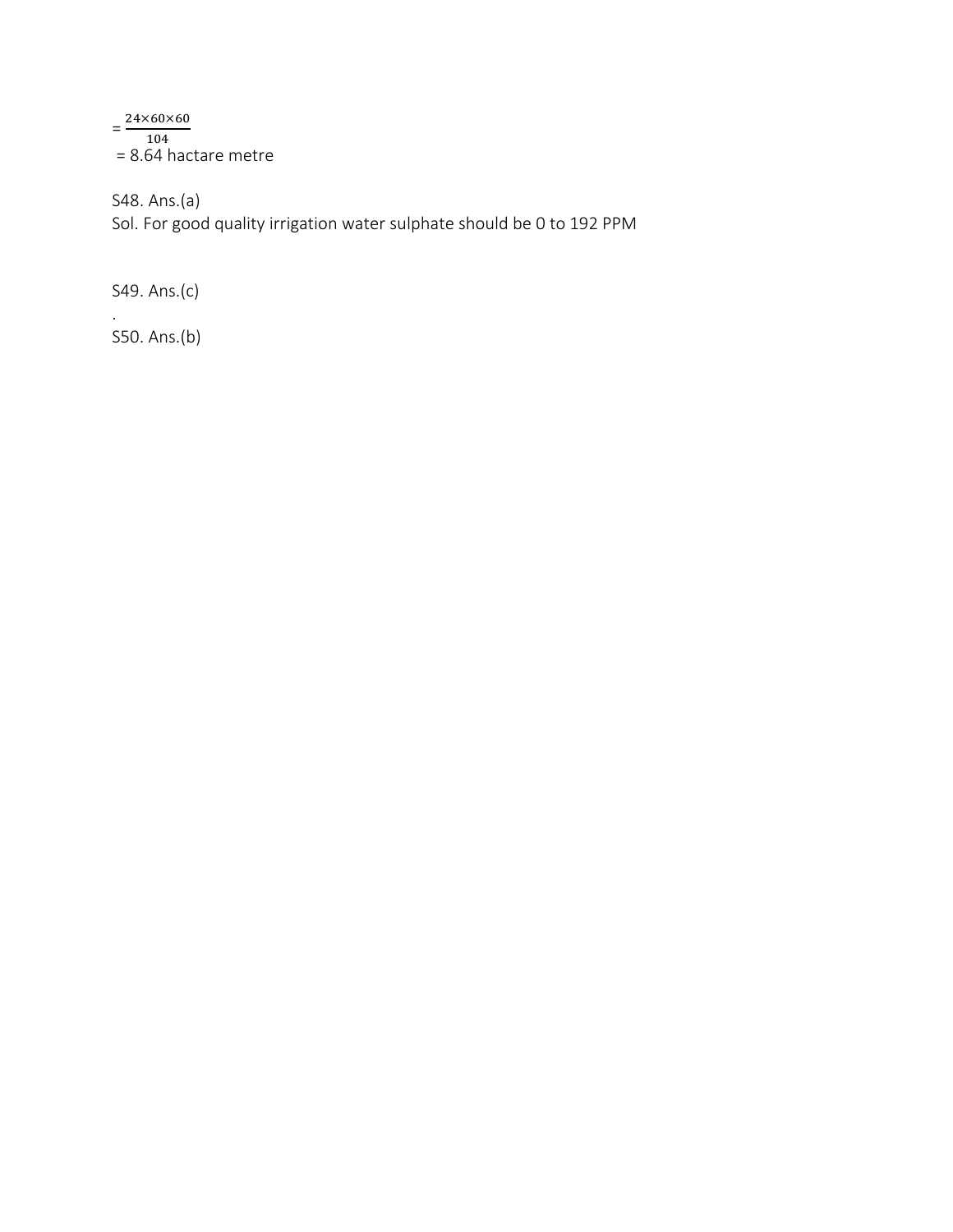$= \frac{24 \times 60 \times 60}{104}$

= 8.64 hactare metre

S48. Ans.(a)

Sol. For good quality irrigation water sulphate should be 0 to 192 PPM

S49. Ans.(c)

.

S50. Ans.(b)